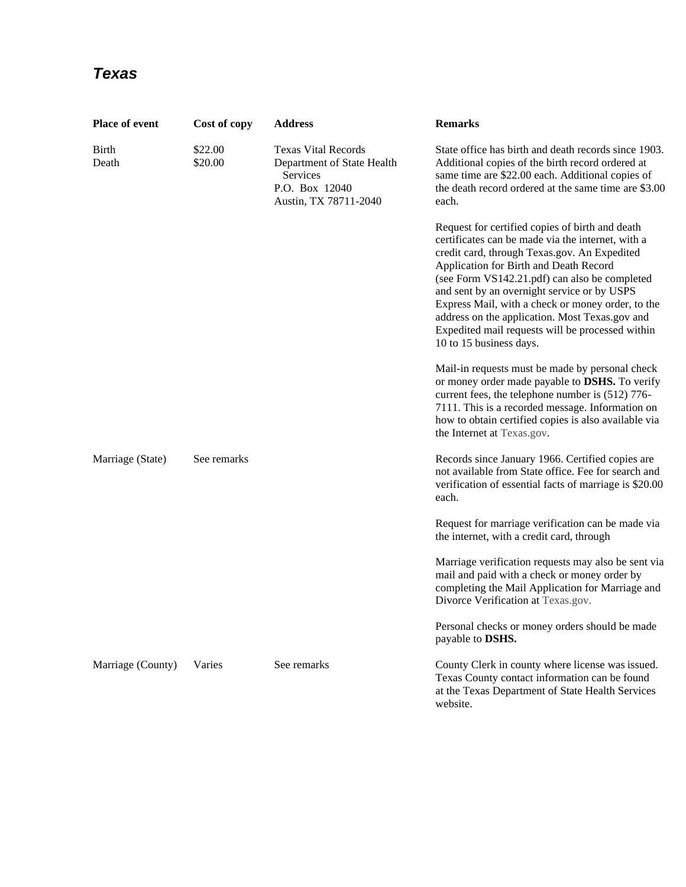# *Texas*

| Place of event | Cost of copy | Address | Remarks |
|---|---|---|---|
| Birth<br>Death | \$22.00<br>\$20.00 | Texas Vital Records<br>Department of State Health Services<br>P.O. Box 12040<br>Austin, TX 78711-2040 | State office has birth and death records since 1903. Additional copies of the birth record ordered at same time are \$22.00 each. Additional copies of the death record ordered at the same time are \$3.00 each.<br><br>Request for certified copies of birth and death certificates can be made via the internet, with a credit card, through Texas.gov. An Expedited Application for Birth and Death Record (see Form VS142.21.pdf) can also be completed and sent by an overnight service or by USPS Express Mail, with a check or money order, to the address on the application. Most Texas.gov and Expedited mail requests will be processed within 10 to 15 business days.<br><br>Mail-in requests must be made by personal check or money order made payable to **DSHS.** To verify current fees, the telephone number is (512) 776-7111. This is a recorded message. Information on how to obtain certified copies is also available via the Internet at Texas.gov. |
| Marriage (State) | See remarks | | Records since January 1966. Certified copies are not available from State office. Fee for search and verification of essential facts of marriage is \$20.00 each.<br><br>Request for marriage verification can be made via the internet, with a credit card, through<br><br>Marriage verification requests may also be sent via mail and paid with a check or money order by completing the Mail Application for Marriage and Divorce Verification at Texas.gov.<br><br>Personal checks or money orders should be made payable to **DSHS.** |
| Marriage (County) | Varies | See remarks | County Clerk in county where license was issued. Texas County contact information can be found at the Texas Department of State Health Services website. |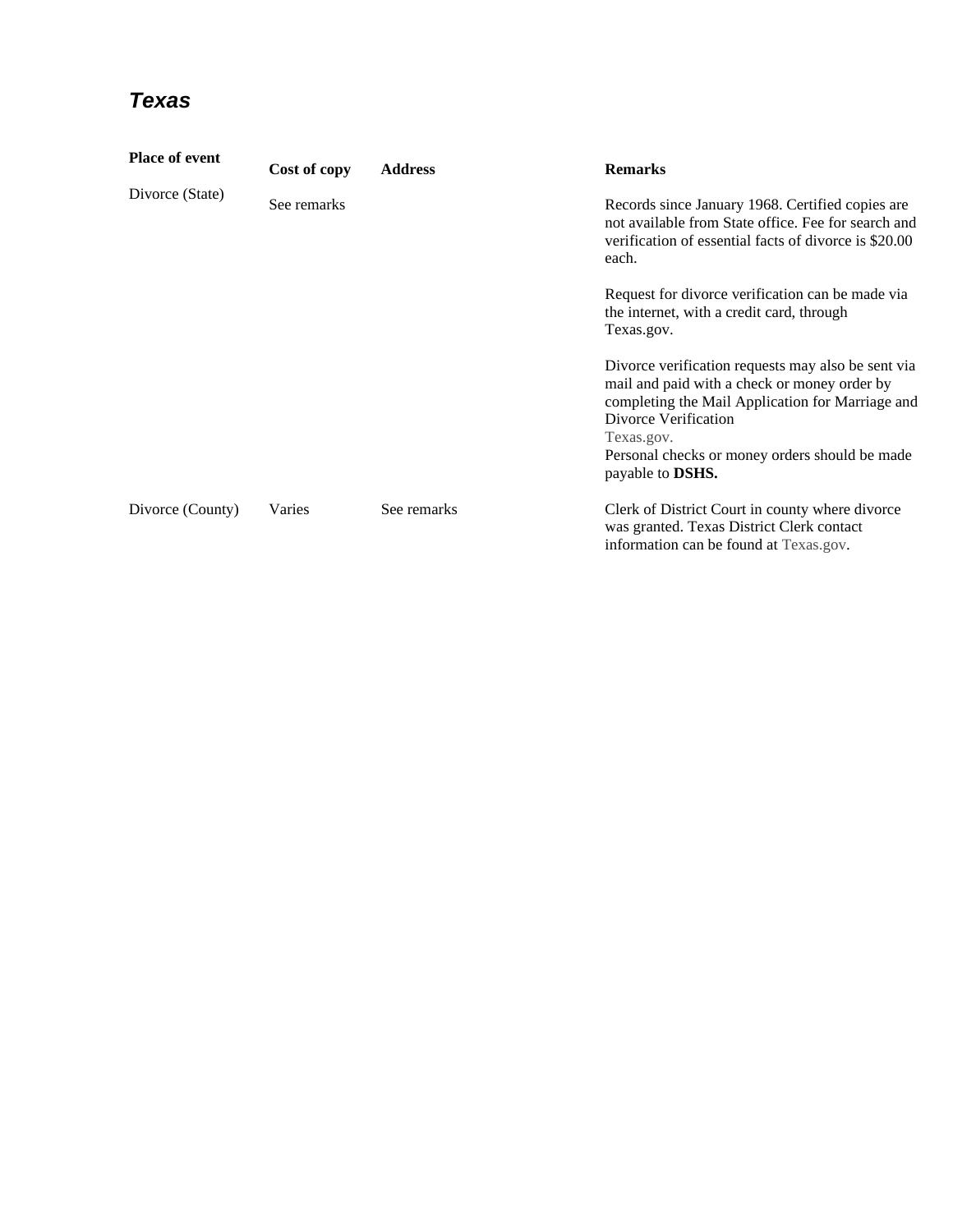## *Texas*

| Place of event | Cost of copy | Address | Remarks |
|---|---|---|---|
| Divorce (State) | See remarks | | Records since January 1968. Certified copies are not available from State office. Fee for search and verification of essential facts of divorce is $20.00 each.<br><br>Request for divorce verification can be made via the internet, with a credit card, through Texas.gov.<br><br>Divorce verification requests may also be sent via mail and paid with a check or money order by completing the Mail Application for Marriage and Divorce Verification Texas.gov.<br>Personal checks or money orders should be made payable to **DSHS.** |
| Divorce (County) | Varies | See remarks | Clerk of District Court in county where divorce was granted. Texas District Clerk contact information can be found at Texas.gov. |